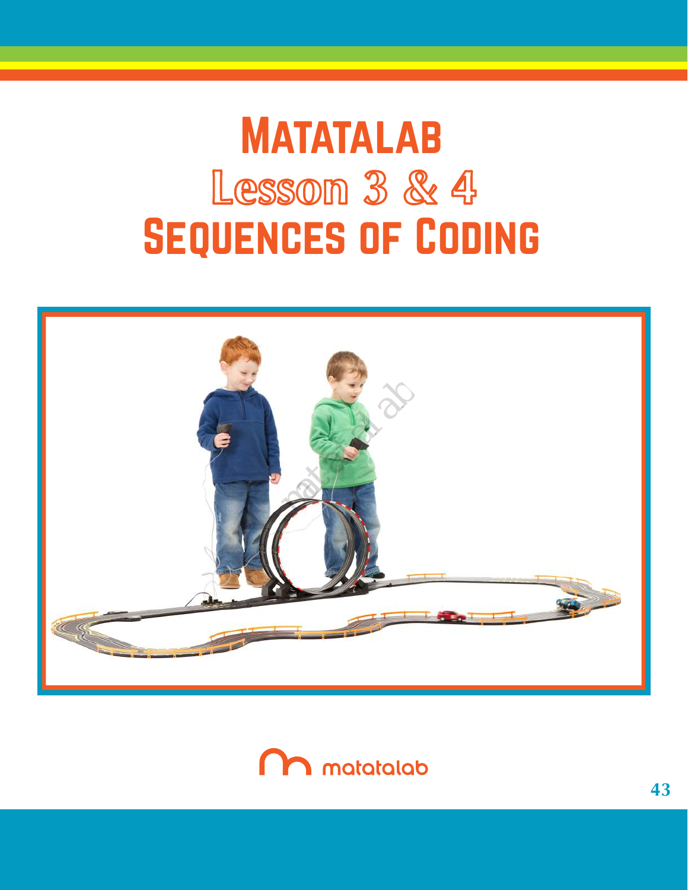# Matatalab

## Lesson 3 & 4

# Sequences of Coding

matatalab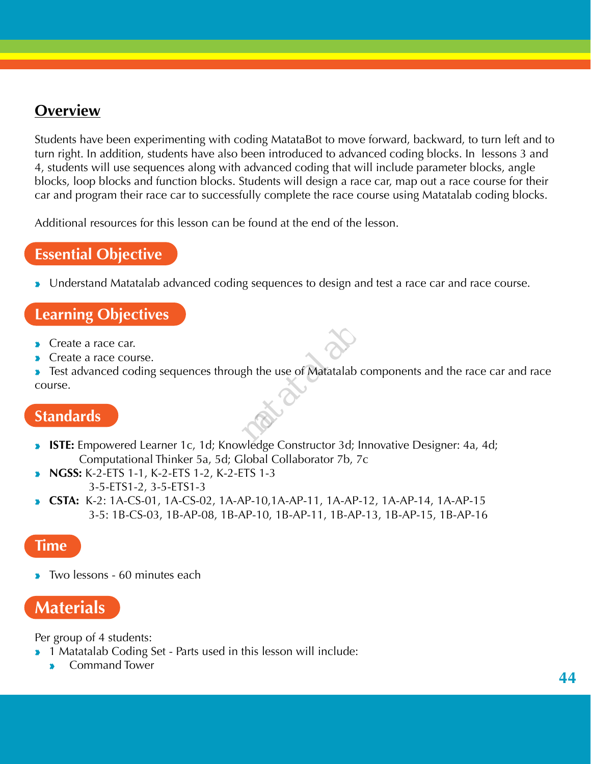## Overview

Students have been experimenting with coding MatataBot to move forward, backward, to turn left and to turn right. In addition, students have also been introduced to advanced coding blocks. In lessons 3 and 4, students will use sequences along with advanced coding that will include parameter blocks, angle blocks, loop blocks and function blocks. Students will design a race car, map out a race course for their car and program their race car to successfully complete the race course using Matatalab coding blocks.

Additional resources for this lesson can be found at the end of the lesson.

## Essential Objective

- Understand Matatalab advanced coding sequences to design and test a race car and race course.

## Learning Objectives

- Create a race car.
- Create a race course.
- Test advanced coding sequences through the use of Matatalab components and the race car and race course.

## Standards

- **ISTE:** Empowered Learner 1c, 1d; Knowledge Constructor 3d; Innovative Designer: 4a, 4d; Computational Thinker 5a, 5d; Global Collaborator 7b, 7c
- **NGSS:** K-2-ETS 1-1, K-2-ETS 1-2, K-2-ETS 1-3
  3-5-ETS1-2, 3-5-ETS1-3
- **CSTA:** K-2: 1A-CS-01, 1A-CS-02, 1A-AP-10,1A-AP-11, 1A-AP-12, 1A-AP-14, 1A-AP-15
  3-5: 1B-CS-03, 1B-AP-08, 1B-AP-10, 1B-AP-11, 1B-AP-13, 1B-AP-15, 1B-AP-16

## Time

- Two lessons - 60 minutes each

## Materials

Per group of 4 students:

- 1 Matatalab Coding Set - Parts used in this lesson will include:
  - Command Tower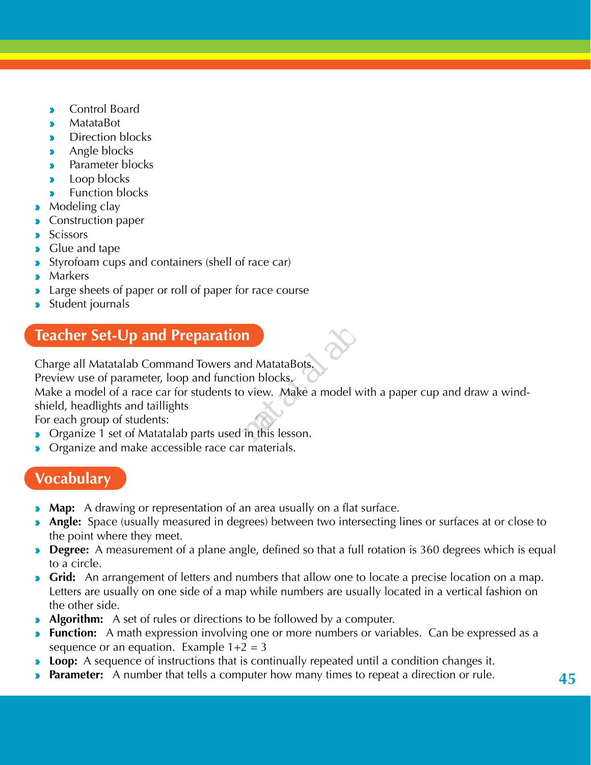- Control Board
    - MatataBot
    - Direction blocks
    - Angle blocks
    - Parameter blocks
    - Loop blocks
    - Function blocks
- Modeling clay
- Construction paper
- Scissors
- Glue and tape
- Styrofoam cups and containers (shell of race car)
- Markers
- Large sheets of paper or roll of paper for race course
- Student journals

## Teacher Set-Up and Preparation

Charge all Matatalab Command Towers and MatataBots.
Preview use of parameter, loop and function blocks.
Make a model of a race car for students to view. Make a model with a paper cup and draw a wind-shield, headlights and taillights
For each group of students:

- Organize 1 set of Matatalab parts used in this lesson.
- Organize and make accessible race car materials.

## Vocabulary

- **Map:** A drawing or representation of an area usually on a flat surface.
- **Angle:** Space (usually measured in degrees) between two intersecting lines or surfaces at or close to the point where they meet.
- **Degree:** A measurement of a plane angle, defined so that a full rotation is 360 degrees which is equal to a circle.
- **Grid:** An arrangement of letters and numbers that allow one to locate a precise location on a map. Letters are usually on one side of a map while numbers are usually located in a vertical fashion on the other side.
- **Algorithm:** A set of rules or directions to be followed by a computer.
- **Function:** A math expression involving one or more numbers or variables. Can be expressed as a sequence or an equation. Example $1+2 = 3$
- **Loop:** A sequence of instructions that is continually repeated until a condition changes it.
- **Parameter:** A number that tells a computer how many times to repeat a direction or rule.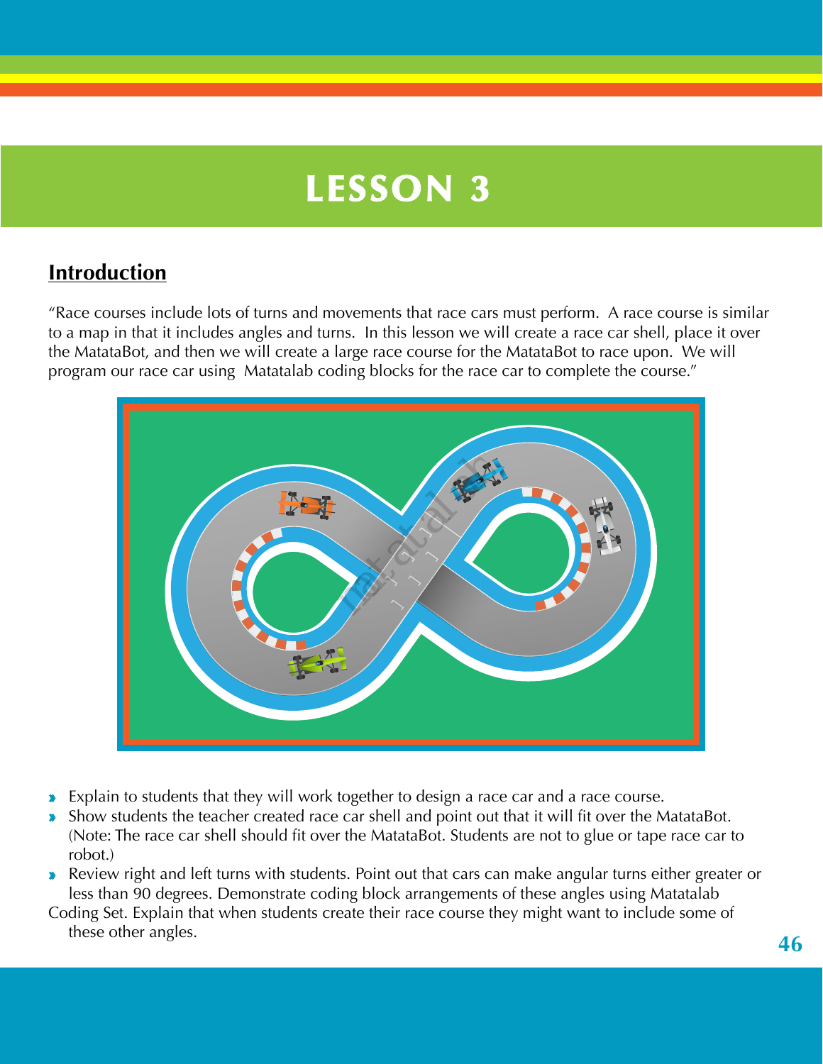# LESSON 3

## Introduction

"Race courses include lots of turns and movements that race cars must perform. A race course is similar to a map in that it includes angles and turns. In this lesson we will create a race car shell, place it over the MatataBot, and then we will create a large race course for the MatataBot to race upon. We will program our race car using Matatalab coding blocks for the race car to complete the course."

- Explain to students that they will work together to design a race car and a race course.
- Show students the teacher created race car shell and point out that it will fit over the MatataBot. (Note: The race car shell should fit over the MatataBot. Students are not to glue or tape race car to robot.)
- Review right and left turns with students. Point out that cars can make angular turns either greater or less than 90 degrees. Demonstrate coding block arrangements of these angles using Matatalab Coding Set. Explain that when students create their race course they might want to include some of these other angles.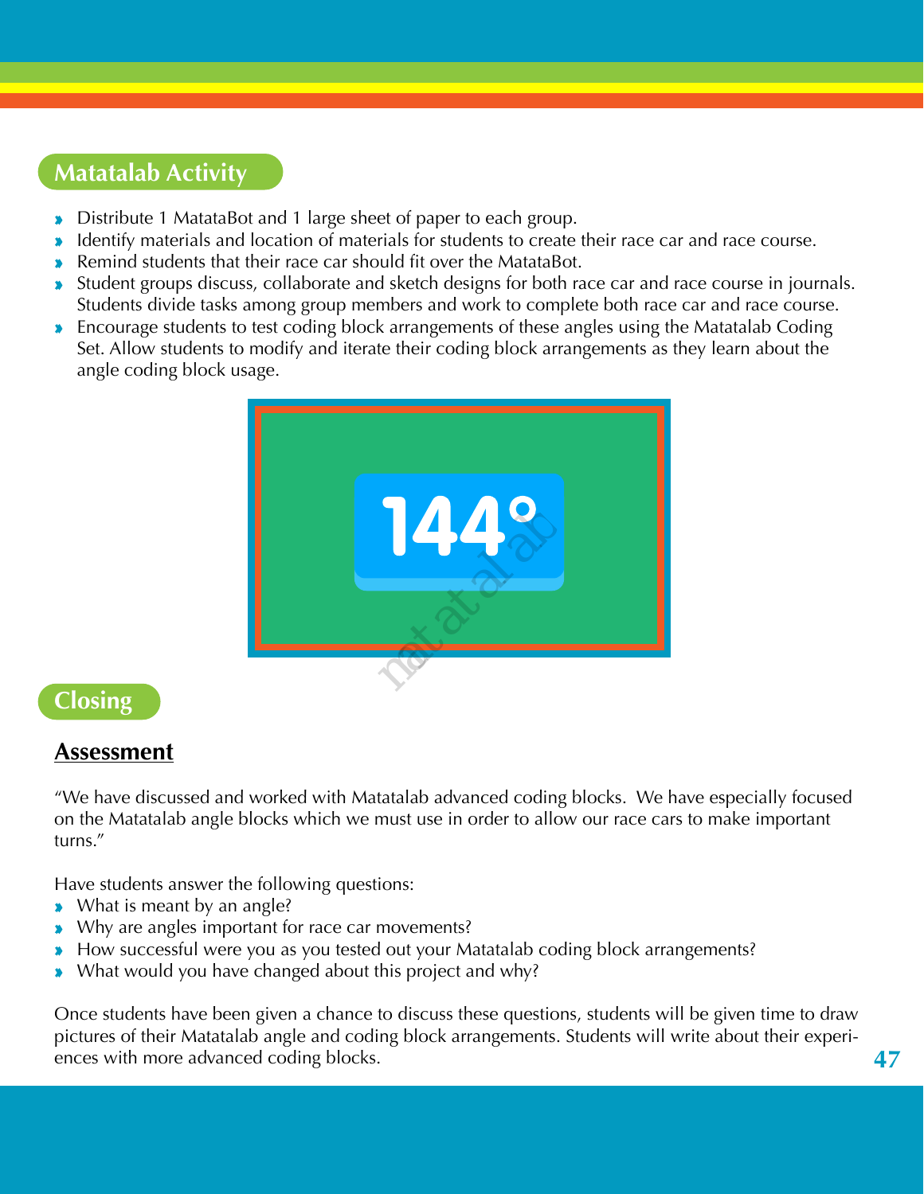## Matatalab Activity

- Distribute 1 MatataBot and 1 large sheet of paper to each group.
- Identify materials and location of materials for students to create their race car and race course.
- Remind students that their race car should fit over the MatataBot.
- Student groups discuss, collaborate and sketch designs for both race car and race course in journals. Students divide tasks among group members and work to complete both race car and race course.
- Encourage students to test coding block arrangements of these angles using the Matatalab Coding Set. Allow students to modify and iterate their coding block arrangements as they learn about the angle coding block usage.

144°

## Closing

### Assessment

"We have discussed and worked with Matatalab advanced coding blocks. We have especially focused on the Matatalab angle blocks which we must use in order to allow our race cars to make important turns."

Have students answer the following questions:

- What is meant by an angle?
- Why are angles important for race car movements?
- How successful were you as you tested out your Matatalab coding block arrangements?
- What would you have changed about this project and why?

Once students have been given a chance to discuss these questions, students will be given time to draw pictures of their Matatalab angle and coding block arrangements. Students will write about their experiences with more advanced coding blocks.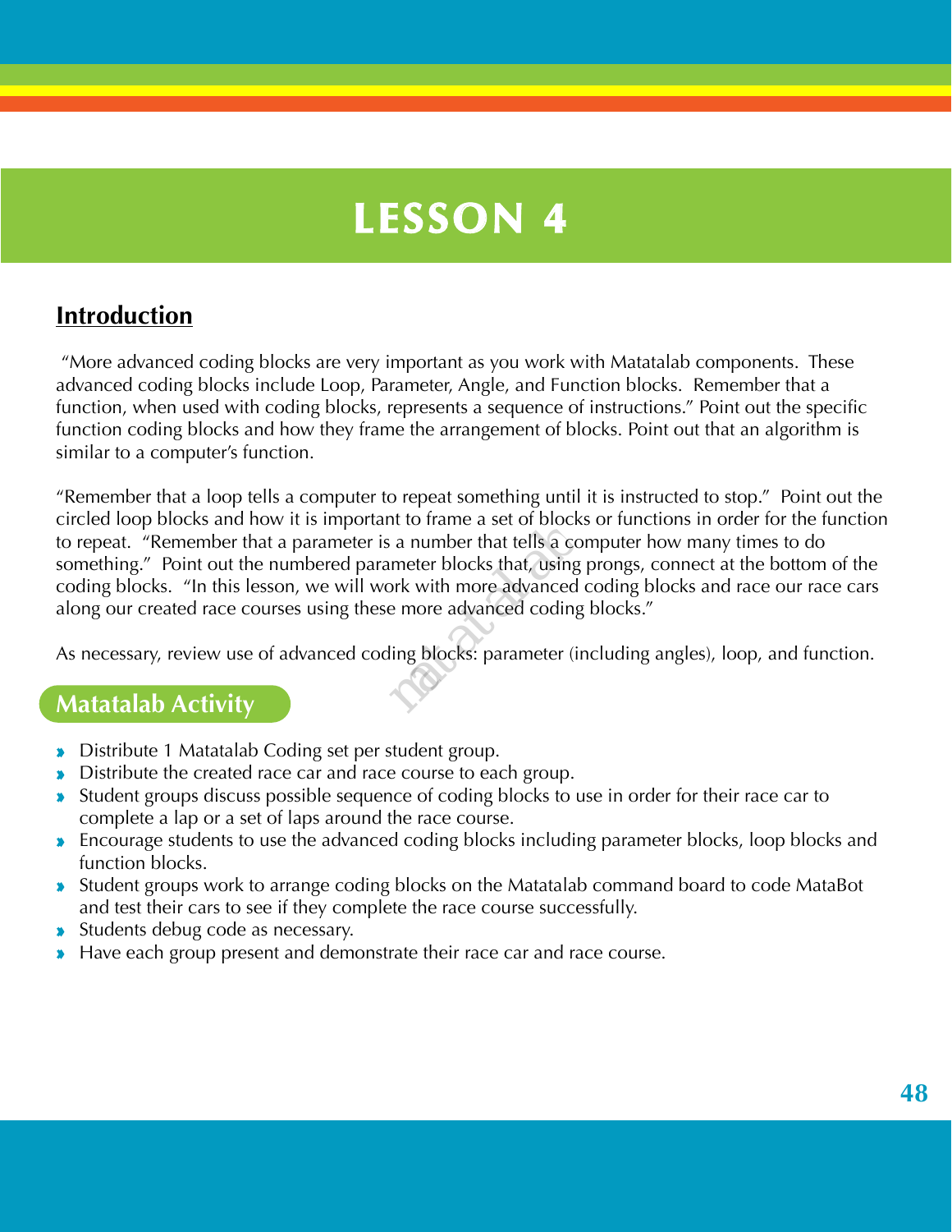# LESSON 4

## Introduction

"More advanced coding blocks are very important as you work with Matatalab components. These advanced coding blocks include Loop, Parameter, Angle, and Function blocks. Remember that a function, when used with coding blocks, represents a sequence of instructions." Point out the specific function coding blocks and how they frame the arrangement of blocks. Point out that an algorithm is similar to a computer's function.

"Remember that a loop tells a computer to repeat something until it is instructed to stop." Point out the circled loop blocks and how it is important to frame a set of blocks or functions in order for the function to repeat. "Remember that a parameter is a number that tells a computer how many times to do something." Point out the numbered parameter blocks that, using prongs, connect at the bottom of the coding blocks. "In this lesson, we will work with more advanced coding blocks and race our race cars along our created race courses using these more advanced coding blocks."

As necessary, review use of advanced coding blocks: parameter (including angles), loop, and function.

## Matatalab Activity

- Distribute 1 Matatalab Coding set per student group.
- Distribute the created race car and race course to each group.
- Student groups discuss possible sequence of coding blocks to use in order for their race car to complete a lap or a set of laps around the race course.
- Encourage students to use the advanced coding blocks including parameter blocks, loop blocks and function blocks.
- Student groups work to arrange coding blocks on the Matatalab command board to code MataBot and test their cars to see if they complete the race course successfully.
- Students debug code as necessary.
- Have each group present and demonstrate their race car and race course.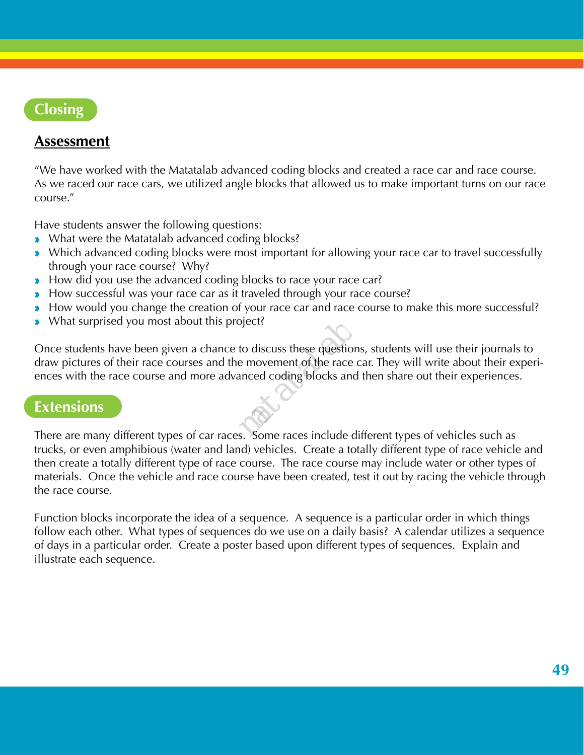## Closing

### Assessment

"We have worked with the Matatalab advanced coding blocks and created a race car and race course. As we raced our race cars, we utilized angle blocks that allowed us to make important turns on our race course."

Have students answer the following questions:

- What were the Matatalab advanced coding blocks?
- Which advanced coding blocks were most important for allowing your race car to travel successfully through your race course? Why?
- How did you use the advanced coding blocks to race your race car?
- How successful was your race car as it traveled through your race course?
- How would you change the creation of your race car and race course to make this more successful?
- What surprised you most about this project?

Once students have been given a chance to discuss these questions, students will use their journals to draw pictures of their race courses and the movement of the race car. They will write about their experiences with the race course and more advanced coding blocks and then share out their experiences.

## Extensions

There are many different types of car races. Some races include different types of vehicles such as trucks, or even amphibious (water and land) vehicles. Create a totally different type of race vehicle and then create a totally different type of race course. The race course may include water or other types of materials. Once the vehicle and race course have been created, test it out by racing the vehicle through the race course.

Function blocks incorporate the idea of a sequence. A sequence is a particular order in which things follow each other. What types of sequences do we use on a daily basis? A calendar utilizes a sequence of days in a particular order. Create a poster based upon different types of sequences. Explain and illustrate each sequence.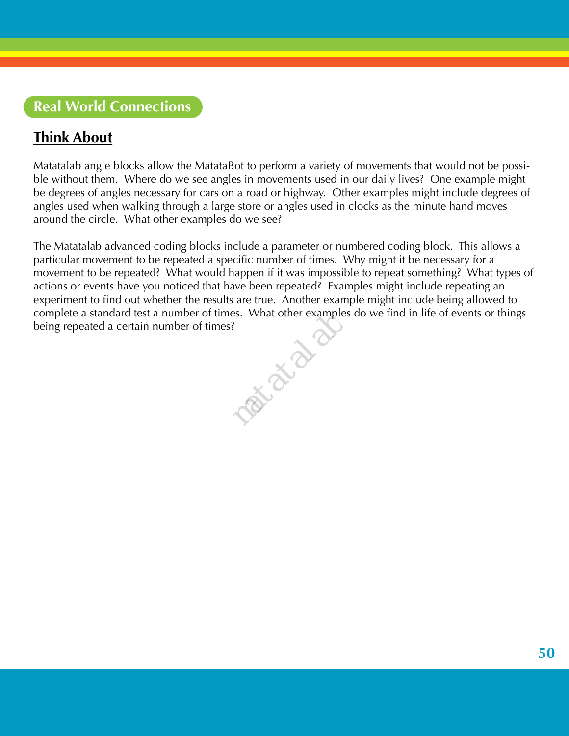## Real World Connections

### Think About

Matatalab angle blocks allow the MatataBot to perform a variety of movements that would not be possible without them. Where do we see angles in movements used in our daily lives? One example might be degrees of angles necessary for cars on a road or highway. Other examples might include degrees of angles used when walking through a large store or angles used in clocks as the minute hand moves around the circle. What other examples do we see?

The Matatalab advanced coding blocks include a parameter or numbered coding block. This allows a particular movement to be repeated a specific number of times. Why might it be necessary for a movement to be repeated? What would happen if it was impossible to repeat something? What types of actions or events have you noticed that have been repeated? Examples might include repeating an experiment to find out whether the results are true. Another example might include being allowed to complete a standard test a number of times. What other examples do we find in life of events or things being repeated a certain number of times?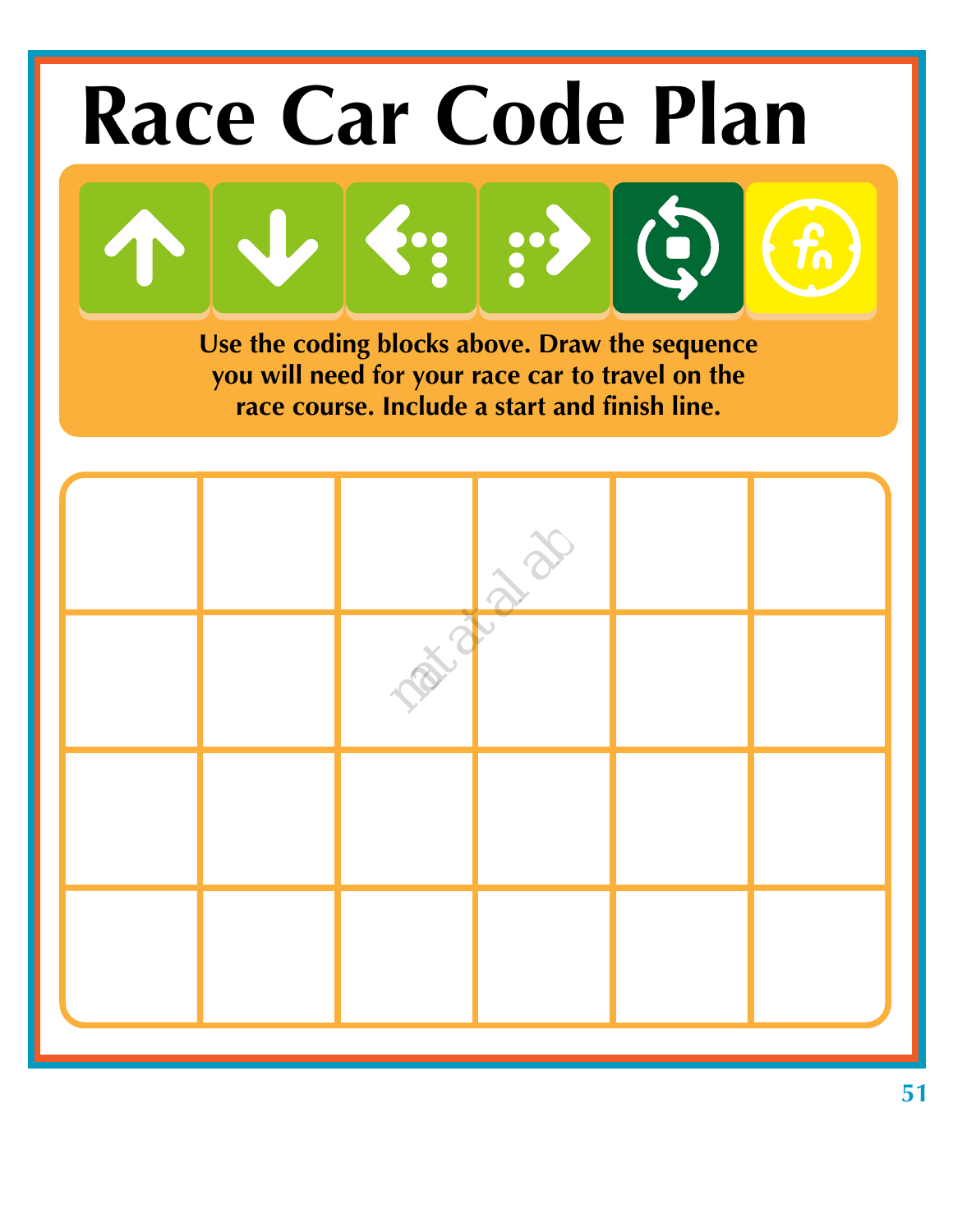# Race Car Code Plan

Use the coding blocks above. Draw the sequence you will need for your race car to travel on the race course. Include a start and finish line.

| | | | | | |
|---|---|---|---|---|---|
| | | | | | |
| | | | | | |
| | | | | | |
| | | | | | |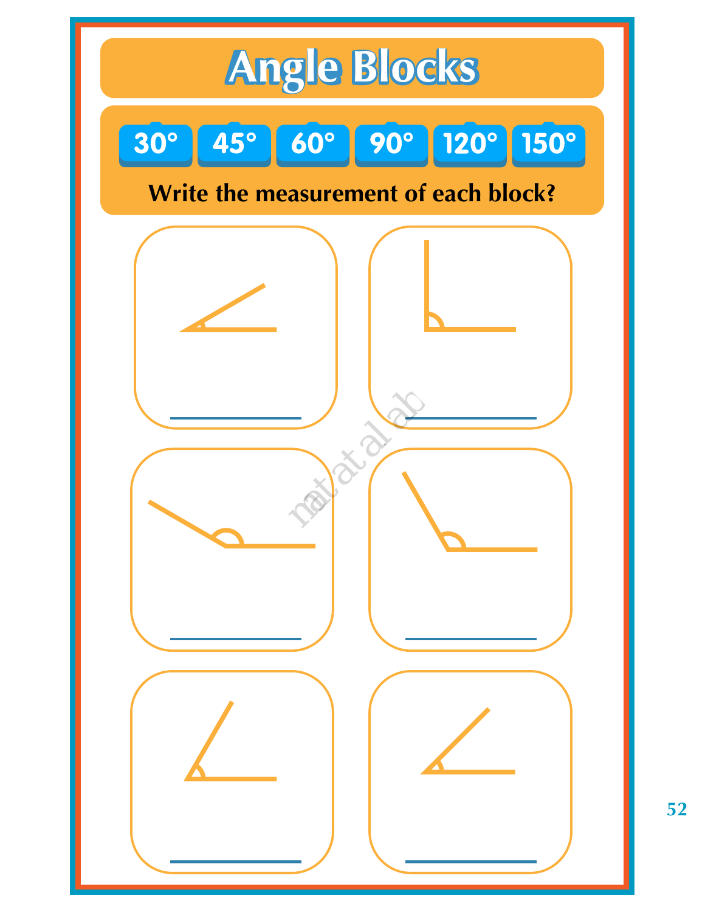# Angle Blocks

30° 45° 60° 90° 120° 150°

**Write the measurement of each block?**